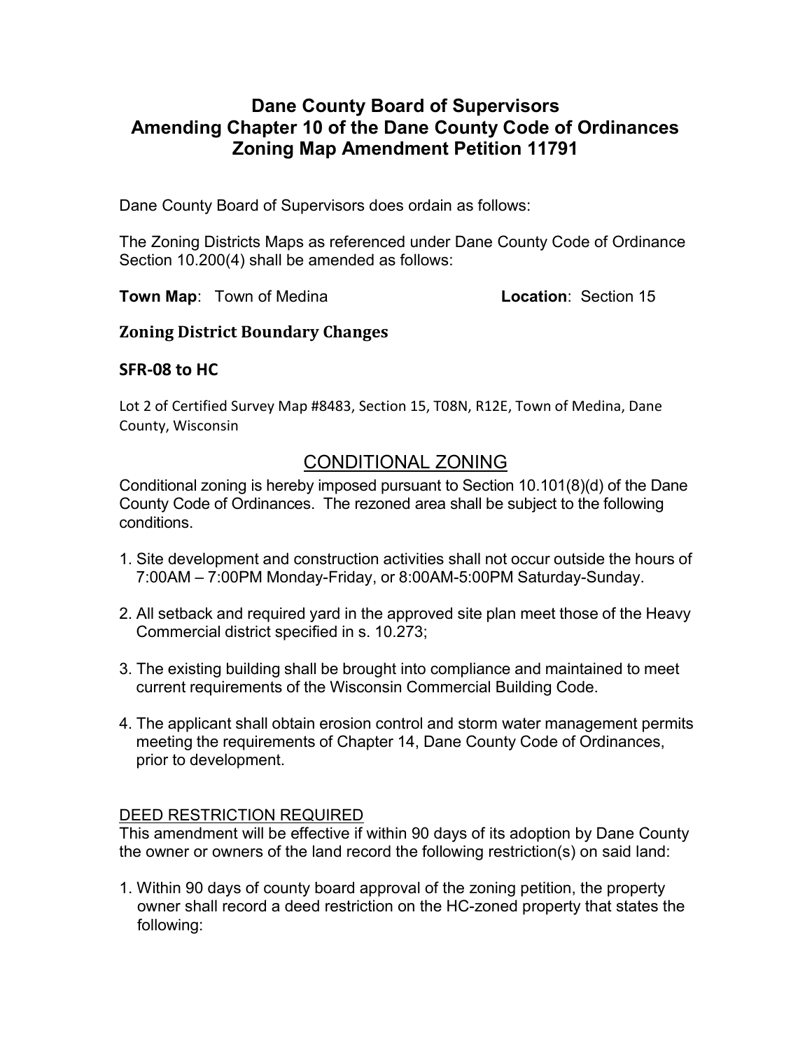# Dane County Board of Supervisors
# Amending Chapter 10 of the Dane County Code of Ordinances
# Zoning Map Amendment Petition 11791

Dane County Board of Supervisors does ordain as follows:

The Zoning Districts Maps as referenced under Dane County Code of Ordinance Section 10.200(4) shall be amended as follows:

**Town Map**: Town of Medina **Location**: Section 15

## Zoning District Boundary Changes

### SFR-08 to HC

Lot 2 of Certified Survey Map #8483, Section 15, T08N, R12E, Town of Medina, Dane County, Wisconsin

## CONDITIONAL ZONING

Conditional zoning is hereby imposed pursuant to Section 10.101(8)(d) of the Dane County Code of Ordinances. The rezoned area shall be subject to the following conditions.

1. Site development and construction activities shall not occur outside the hours of 7:00AM – 7:00PM Monday-Friday, or 8:00AM-5:00PM Saturday-Sunday.
2. All setback and required yard in the approved site plan meet those of the Heavy Commercial district specified in s. 10.273;
3. The existing building shall be brought into compliance and maintained to meet current requirements of the Wisconsin Commercial Building Code.
4. The applicant shall obtain erosion control and storm water management permits meeting the requirements of Chapter 14, Dane County Code of Ordinances, prior to development.

DEED RESTRICTION REQUIRED

This amendment will be effective if within 90 days of its adoption by Dane County the owner or owners of the land record the following restriction(s) on said land:

1. Within 90 days of county board approval of the zoning petition, the property owner shall record a deed restriction on the HC-zoned property that states the following: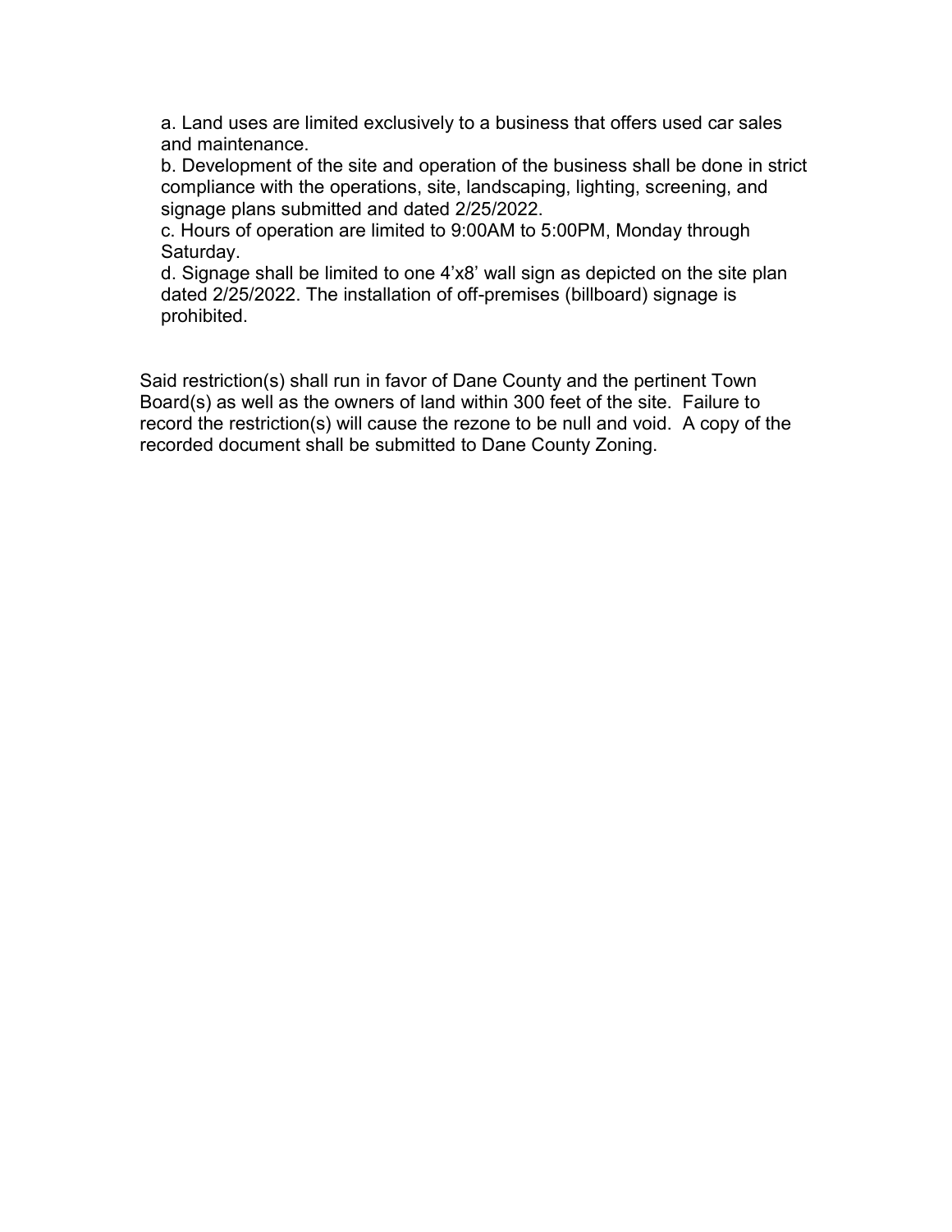a. Land uses are limited exclusively to a business that offers used car sales and maintenance.
b. Development of the site and operation of the business shall be done in strict compliance with the operations, site, landscaping, lighting, screening, and signage plans submitted and dated 2/25/2022.
c. Hours of operation are limited to 9:00AM to 5:00PM, Monday through Saturday.
d. Signage shall be limited to one 4'x8' wall sign as depicted on the site plan dated 2/25/2022. The installation of off-premises (billboard) signage is prohibited.

Said restriction(s) shall run in favor of Dane County and the pertinent Town Board(s) as well as the owners of land within 300 feet of the site. Failure to record the restriction(s) will cause the rezone to be null and void. A copy of the recorded document shall be submitted to Dane County Zoning.